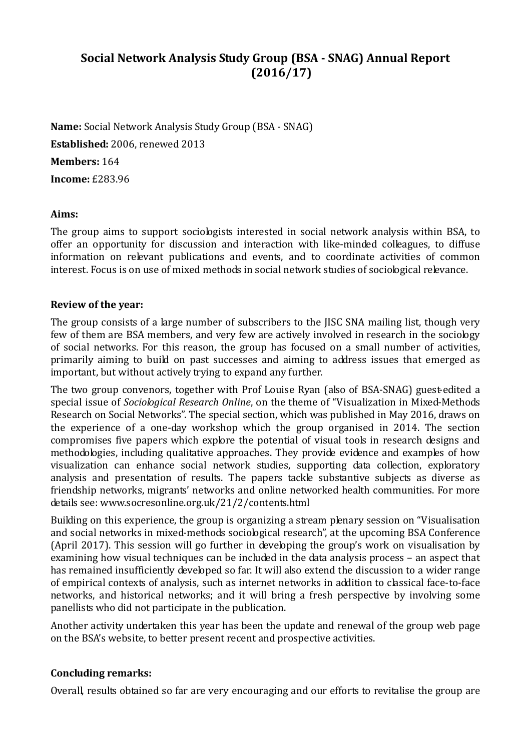# Social Network Analysis Study Group (BSA - SNAG) Annual Report (2016/17)

**Name:** Social Network Analysis Study Group (BSA - SNAG)

**Established:** 2006, renewed 2013

**Members:** 164

**Income:** £283.96

**Aims:**

The group aims to support sociologists interested in social network analysis within BSA, to offer an opportunity for discussion and interaction with like-minded colleagues, to diffuse information on relevant publications and events, and to coordinate activities of common interest. Focus is on use of mixed methods in social network studies of sociological relevance.

**Review of the year:**

The group consists of a large number of subscribers to the JISC SNA mailing list, though very few of them are BSA members, and very few are actively involved in research in the sociology of social networks. For this reason, the group has focused on a small number of activities, primarily aiming to build on past successes and aiming to address issues that emerged as important, but without actively trying to expand any further.

The two group convenors, together with Prof Louise Ryan (also of BSA-SNAG) guest-edited a special issue of *Sociological Research Online*, on the theme of "Visualization in Mixed-Methods Research on Social Networks". The special section, which was published in May 2016, draws on the experience of a one-day workshop which the group organised in 2014. The section compromises five papers which explore the potential of visual tools in research designs and methodologies, including qualitative approaches. They provide evidence and examples of how visualization can enhance social network studies, supporting data collection, exploratory analysis and presentation of results. The papers tackle substantive subjects as diverse as friendship networks, migrants' networks and online networked health communities. For more details see: www.socresonline.org.uk/21/2/contents.html

Building on this experience, the group is organizing a stream plenary session on "Visualisation and social networks in mixed-methods sociological research", at the upcoming BSA Conference (April 2017). This session will go further in developing the group's work on visualisation by examining how visual techniques can be included in the data analysis process – an aspect that has remained insufficiently developed so far. It will also extend the discussion to a wider range of empirical contexts of analysis, such as internet networks in addition to classical face-to-face networks, and historical networks; and it will bring a fresh perspective by involving some panellists who did not participate in the publication.

Another activity undertaken this year has been the update and renewal of the group web page on the BSA's website, to better present recent and prospective activities.

**Concluding remarks:**

Overall, results obtained so far are very encouraging and our efforts to revitalise the group are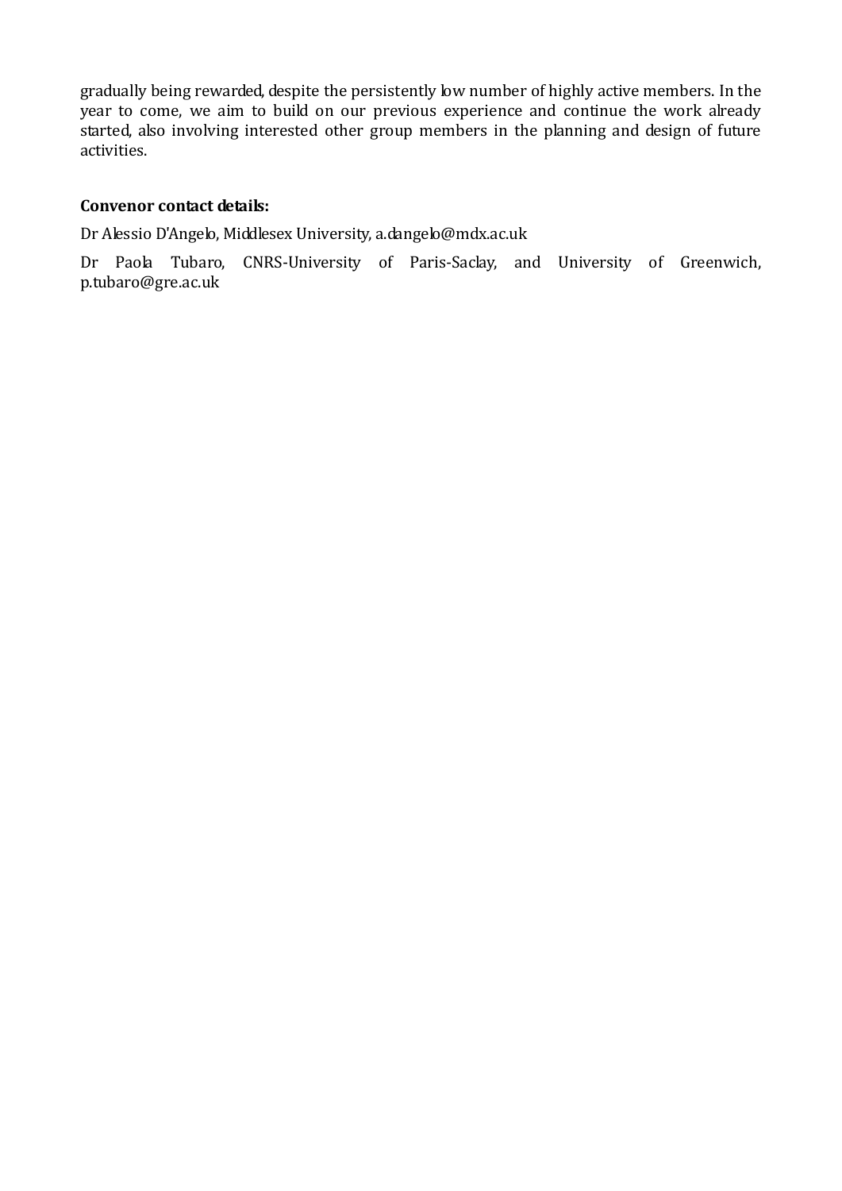gradually being rewarded, despite the persistently low number of highly active members. In the year to come, we aim to build on our previous experience and continue the work already started, also involving interested other group members in the planning and design of future activities.

**Convenor contact details:**

Dr Alessio D'Angelo, Middlesex University, a.dangelo@mdx.ac.uk

Dr Paola Tubaro, CNRS-University of Paris-Saclay, and University of Greenwich, p.tubaro@gre.ac.uk